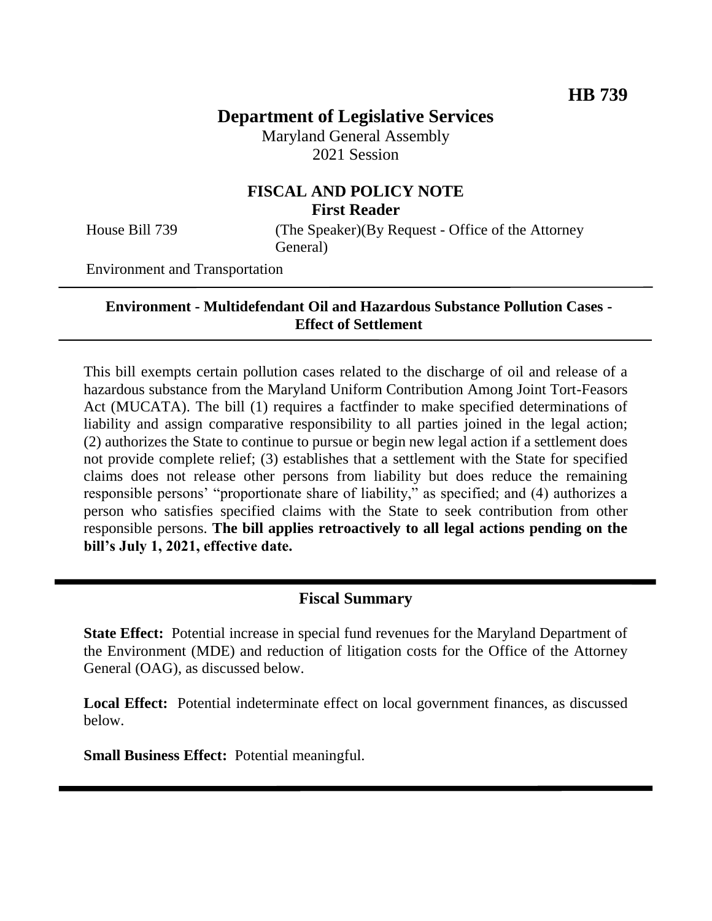**HB 739**

# Department of Legislative Services

Maryland General Assembly
2021 Session

## FISCAL AND POLICY NOTE
**First Reader**

House Bill 739 (The Speaker)(By Request - Office of the Attorney General)

Environment and Transportation

---

**Environment - Multidefendant Oil and Hazardous Substance Pollution Cases - Effect of Settlement**

---

This bill exempts certain pollution cases related to the discharge of oil and release of a hazardous substance from the Maryland Uniform Contribution Among Joint Tort-Feasors Act (MUCATA). The bill (1) requires a factfinder to make specified determinations of liability and assign comparative responsibility to all parties joined in the legal action; (2) authorizes the State to continue to pursue or begin new legal action if a settlement does not provide complete relief; (3) establishes that a settlement with the State for specified claims does not release other persons from liability but does reduce the remaining responsible persons' "proportionate share of liability," as specified; and (4) authorizes a person who satisfies specified claims with the State to seek contribution from other responsible persons. **The bill applies retroactively to all legal actions pending on the bill's July 1, 2021, effective date.**

---

## Fiscal Summary

**State Effect:** Potential increase in special fund revenues for the Maryland Department of the Environment (MDE) and reduction of litigation costs for the Office of the Attorney General (OAG), as discussed below.

**Local Effect:** Potential indeterminate effect on local government finances, as discussed below.

**Small Business Effect:** Potential meaningful.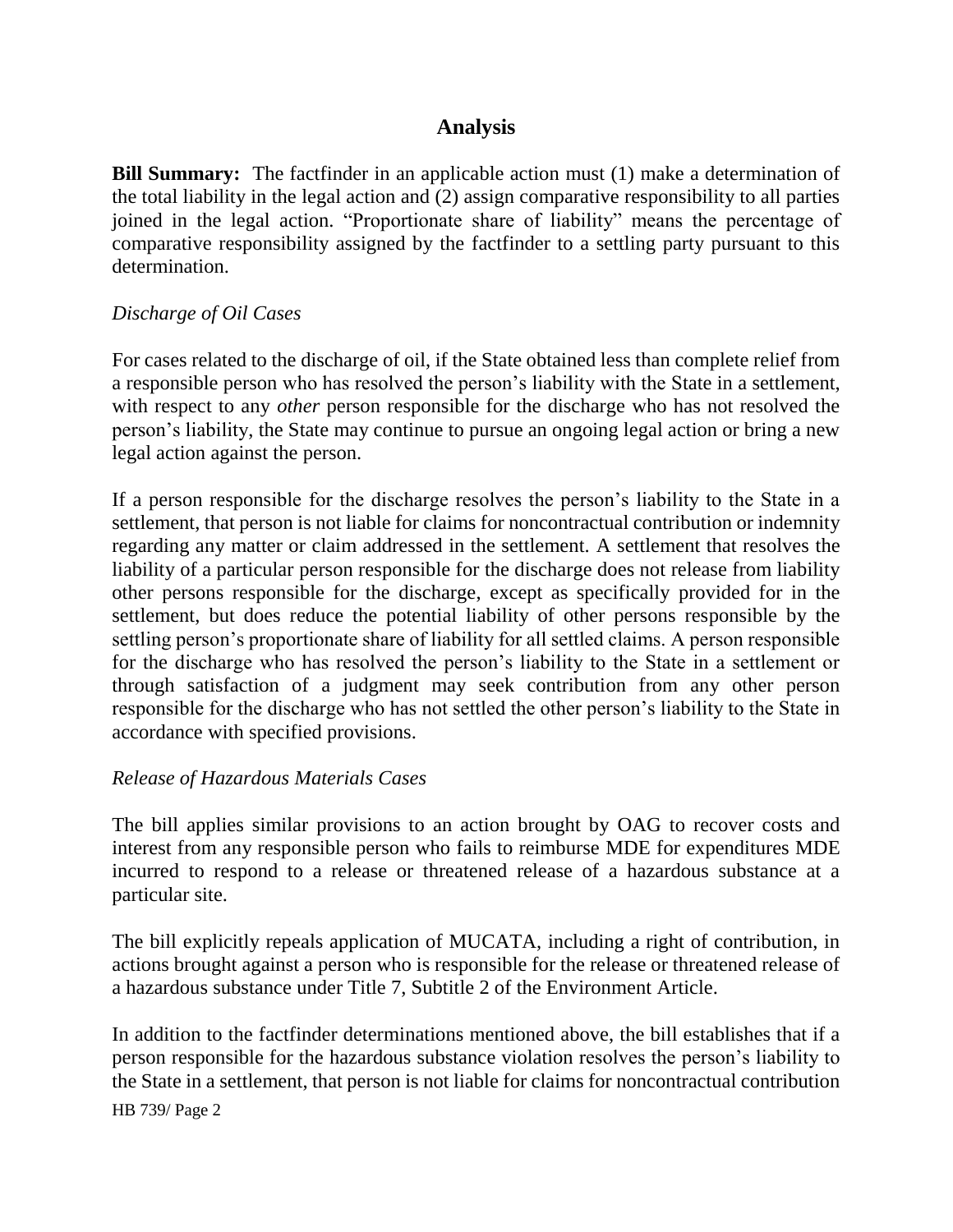## Analysis

**Bill Summary:** The factfinder in an applicable action must (1) make a determination of the total liability in the legal action and (2) assign comparative responsibility to all parties joined in the legal action. "Proportionate share of liability" means the percentage of comparative responsibility assigned by the factfinder to a settling party pursuant to this determination.

*Discharge of Oil Cases*

For cases related to the discharge of oil, if the State obtained less than complete relief from a responsible person who has resolved the person's liability with the State in a settlement, with respect to any *other* person responsible for the discharge who has not resolved the person's liability, the State may continue to pursue an ongoing legal action or bring a new legal action against the person.

If a person responsible for the discharge resolves the person's liability to the State in a settlement, that person is not liable for claims for noncontractual contribution or indemnity regarding any matter or claim addressed in the settlement. A settlement that resolves the liability of a particular person responsible for the discharge does not release from liability other persons responsible for the discharge, except as specifically provided for in the settlement, but does reduce the potential liability of other persons responsible by the settling person's proportionate share of liability for all settled claims. A person responsible for the discharge who has resolved the person's liability to the State in a settlement or through satisfaction of a judgment may seek contribution from any other person responsible for the discharge who has not settled the other person's liability to the State in accordance with specified provisions.

*Release of Hazardous Materials Cases*

The bill applies similar provisions to an action brought by OAG to recover costs and interest from any responsible person who fails to reimburse MDE for expenditures MDE incurred to respond to a release or threatened release of a hazardous substance at a particular site.

The bill explicitly repeals application of MUCATA, including a right of contribution, in actions brought against a person who is responsible for the release or threatened release of a hazardous substance under Title 7, Subtitle 2 of the Environment Article.

In addition to the factfinder determinations mentioned above, the bill establishes that if a person responsible for the hazardous substance violation resolves the person's liability to the State in a settlement, that person is not liable for claims for noncontractual contribution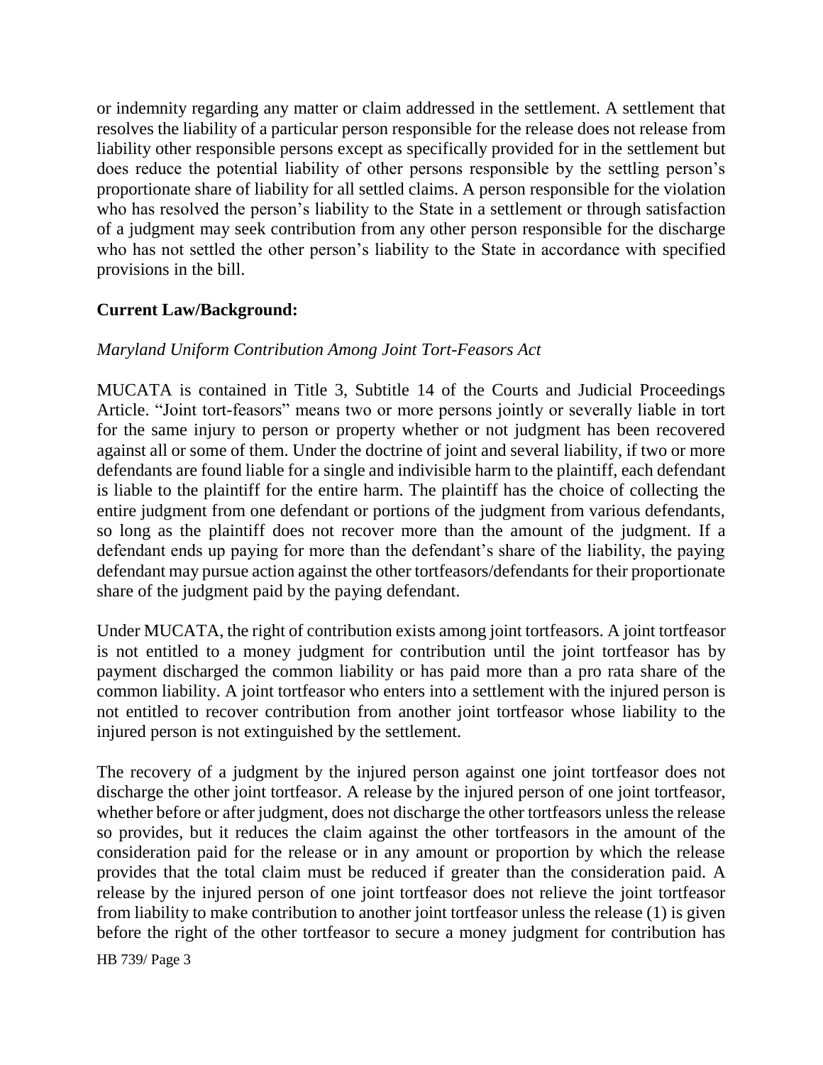or indemnity regarding any matter or claim addressed in the settlement. A settlement that resolves the liability of a particular person responsible for the release does not release from liability other responsible persons except as specifically provided for in the settlement but does reduce the potential liability of other persons responsible by the settling person's proportionate share of liability for all settled claims. A person responsible for the violation who has resolved the person's liability to the State in a settlement or through satisfaction of a judgment may seek contribution from any other person responsible for the discharge who has not settled the other person's liability to the State in accordance with specified provisions in the bill.

**Current Law/Background:**

*Maryland Uniform Contribution Among Joint Tort-Feasors Act*

MUCATA is contained in Title 3, Subtitle 14 of the Courts and Judicial Proceedings Article. "Joint tort-feasors" means two or more persons jointly or severally liable in tort for the same injury to person or property whether or not judgment has been recovered against all or some of them. Under the doctrine of joint and several liability, if two or more defendants are found liable for a single and indivisible harm to the plaintiff, each defendant is liable to the plaintiff for the entire harm. The plaintiff has the choice of collecting the entire judgment from one defendant or portions of the judgment from various defendants, so long as the plaintiff does not recover more than the amount of the judgment. If a defendant ends up paying for more than the defendant's share of the liability, the paying defendant may pursue action against the other tortfeasors/defendants for their proportionate share of the judgment paid by the paying defendant.

Under MUCATA, the right of contribution exists among joint tortfeasors. A joint tortfeasor is not entitled to a money judgment for contribution until the joint tortfeasor has by payment discharged the common liability or has paid more than a pro rata share of the common liability. A joint tortfeasor who enters into a settlement with the injured person is not entitled to recover contribution from another joint tortfeasor whose liability to the injured person is not extinguished by the settlement.

The recovery of a judgment by the injured person against one joint tortfeasor does not discharge the other joint tortfeasor. A release by the injured person of one joint tortfeasor, whether before or after judgment, does not discharge the other tortfeasors unless the release so provides, but it reduces the claim against the other tortfeasors in the amount of the consideration paid for the release or in any amount or proportion by which the release provides that the total claim must be reduced if greater than the consideration paid. A release by the injured person of one joint tortfeasor does not relieve the joint tortfeasor from liability to make contribution to another joint tortfeasor unless the release (1) is given before the right of the other tortfeasor to secure a money judgment for contribution has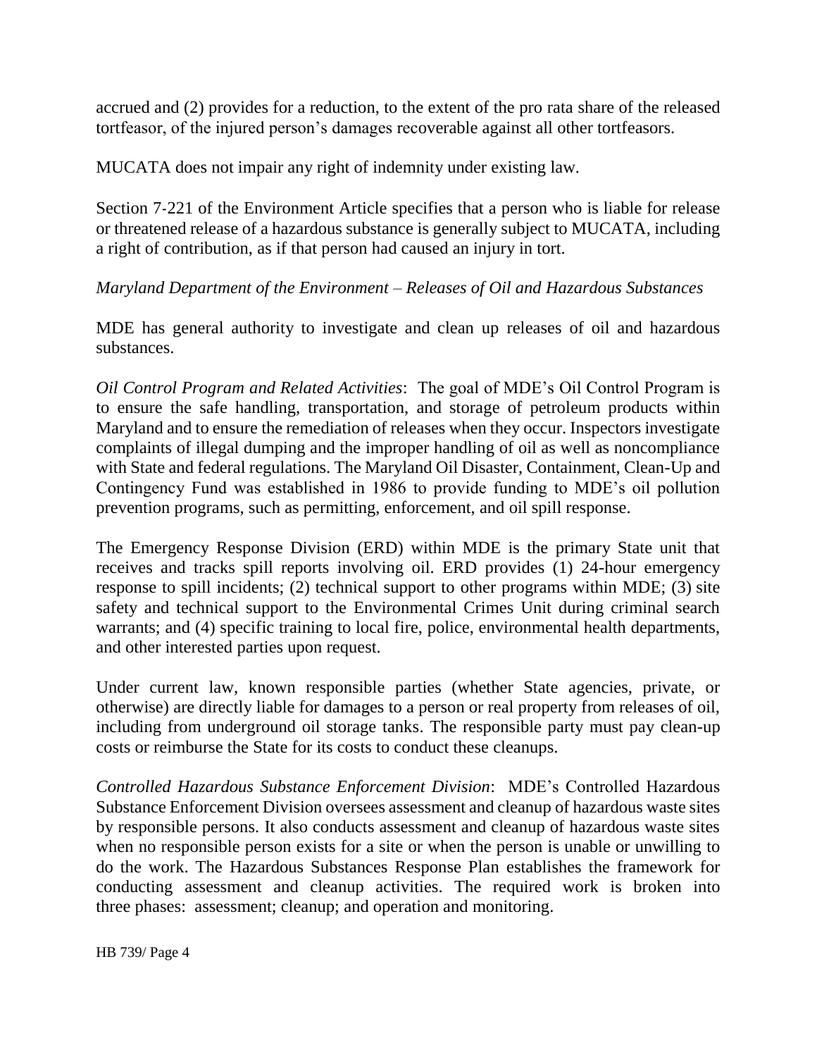accrued and (2) provides for a reduction, to the extent of the pro rata share of the released tortfeasor, of the injured person's damages recoverable against all other tortfeasors.

MUCATA does not impair any right of indemnity under existing law.

Section 7-221 of the Environment Article specifies that a person who is liable for release or threatened release of a hazardous substance is generally subject to MUCATA, including a right of contribution, as if that person had caused an injury in tort.

*Maryland Department of the Environment – Releases of Oil and Hazardous Substances*

MDE has general authority to investigate and clean up releases of oil and hazardous substances.

*Oil Control Program and Related Activities*: The goal of MDE's Oil Control Program is to ensure the safe handling, transportation, and storage of petroleum products within Maryland and to ensure the remediation of releases when they occur. Inspectors investigate complaints of illegal dumping and the improper handling of oil as well as noncompliance with State and federal regulations. The Maryland Oil Disaster, Containment, Clean-Up and Contingency Fund was established in 1986 to provide funding to MDE's oil pollution prevention programs, such as permitting, enforcement, and oil spill response.

The Emergency Response Division (ERD) within MDE is the primary State unit that receives and tracks spill reports involving oil. ERD provides (1) 24-hour emergency response to spill incidents; (2) technical support to other programs within MDE; (3) site safety and technical support to the Environmental Crimes Unit during criminal search warrants; and (4) specific training to local fire, police, environmental health departments, and other interested parties upon request.

Under current law, known responsible parties (whether State agencies, private, or otherwise) are directly liable for damages to a person or real property from releases of oil, including from underground oil storage tanks. The responsible party must pay clean-up costs or reimburse the State for its costs to conduct these cleanups.

*Controlled Hazardous Substance Enforcement Division*: MDE's Controlled Hazardous Substance Enforcement Division oversees assessment and cleanup of hazardous waste sites by responsible persons. It also conducts assessment and cleanup of hazardous waste sites when no responsible person exists for a site or when the person is unable or unwilling to do the work. The Hazardous Substances Response Plan establishes the framework for conducting assessment and cleanup activities. The required work is broken into three phases: assessment; cleanup; and operation and monitoring.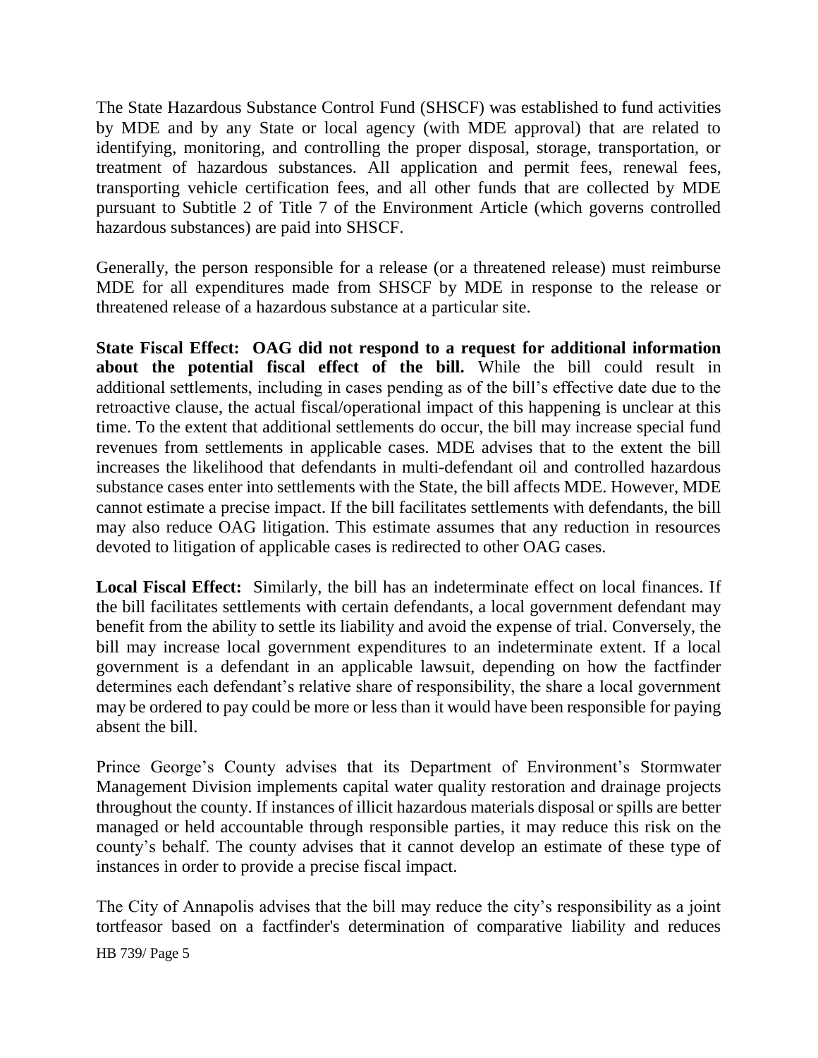The State Hazardous Substance Control Fund (SHSCF) was established to fund activities by MDE and by any State or local agency (with MDE approval) that are related to identifying, monitoring, and controlling the proper disposal, storage, transportation, or treatment of hazardous substances. All application and permit fees, renewal fees, transporting vehicle certification fees, and all other funds that are collected by MDE pursuant to Subtitle 2 of Title 7 of the Environment Article (which governs controlled hazardous substances) are paid into SHSCF.

Generally, the person responsible for a release (or a threatened release) must reimburse MDE for all expenditures made from SHSCF by MDE in response to the release or threatened release of a hazardous substance at a particular site.

**State Fiscal Effect: OAG did not respond to a request for additional information about the potential fiscal effect of the bill.** While the bill could result in additional settlements, including in cases pending as of the bill's effective date due to the retroactive clause, the actual fiscal/operational impact of this happening is unclear at this time. To the extent that additional settlements do occur, the bill may increase special fund revenues from settlements in applicable cases. MDE advises that to the extent the bill increases the likelihood that defendants in multi-defendant oil and controlled hazardous substance cases enter into settlements with the State, the bill affects MDE. However, MDE cannot estimate a precise impact. If the bill facilitates settlements with defendants, the bill may also reduce OAG litigation. This estimate assumes that any reduction in resources devoted to litigation of applicable cases is redirected to other OAG cases.

**Local Fiscal Effect:** Similarly, the bill has an indeterminate effect on local finances. If the bill facilitates settlements with certain defendants, a local government defendant may benefit from the ability to settle its liability and avoid the expense of trial. Conversely, the bill may increase local government expenditures to an indeterminate extent. If a local government is a defendant in an applicable lawsuit, depending on how the factfinder determines each defendant's relative share of responsibility, the share a local government may be ordered to pay could be more or less than it would have been responsible for paying absent the bill.

Prince George's County advises that its Department of Environment's Stormwater Management Division implements capital water quality restoration and drainage projects throughout the county. If instances of illicit hazardous materials disposal or spills are better managed or held accountable through responsible parties, it may reduce this risk on the county's behalf. The county advises that it cannot develop an estimate of these type of instances in order to provide a precise fiscal impact.

The City of Annapolis advises that the bill may reduce the city's responsibility as a joint tortfeasor based on a factfinder's determination of comparative liability and reduces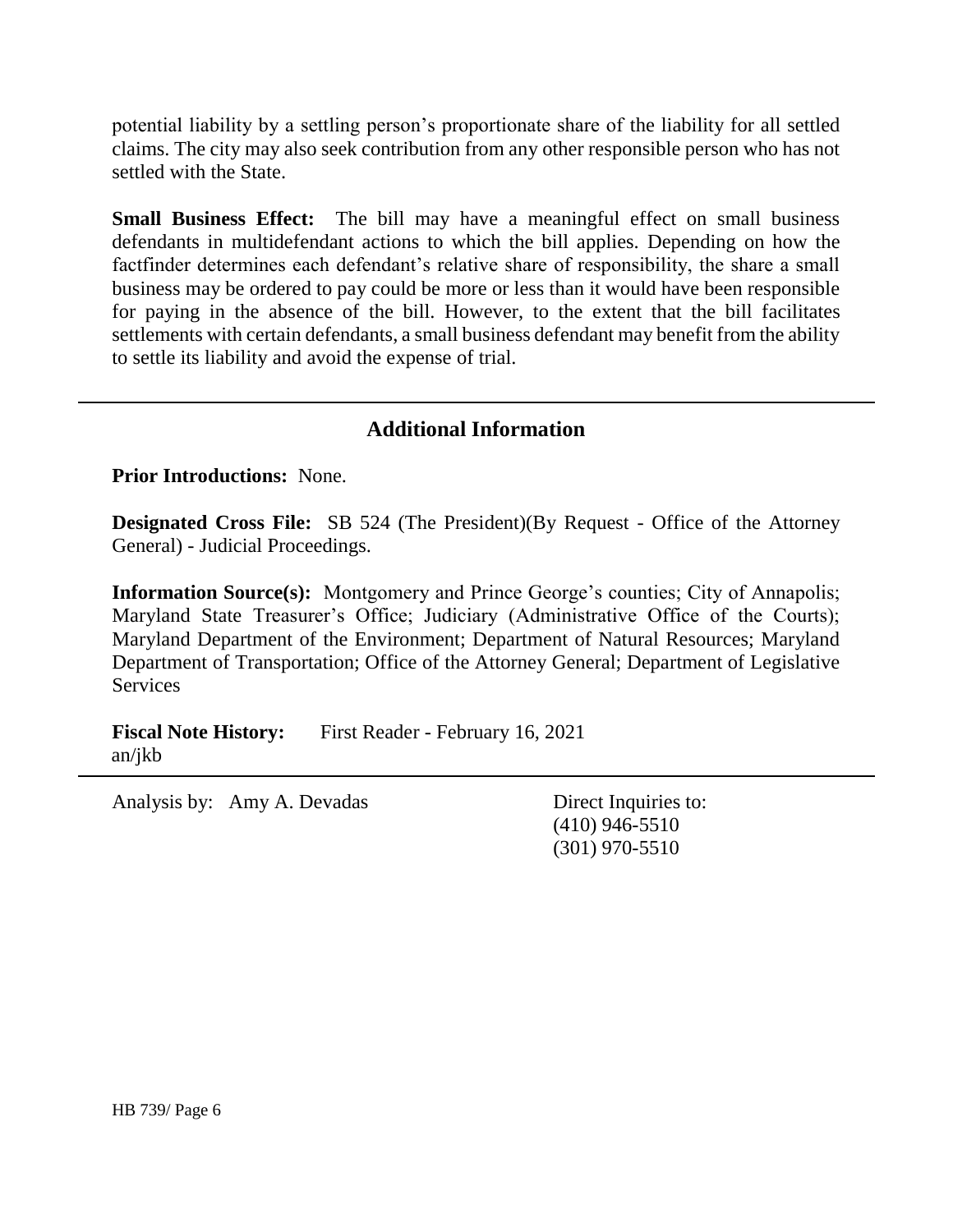potential liability by a settling person's proportionate share of the liability for all settled claims. The city may also seek contribution from any other responsible person who has not settled with the State.

**Small Business Effect:** The bill may have a meaningful effect on small business defendants in multidefendant actions to which the bill applies. Depending on how the factfinder determines each defendant's relative share of responsibility, the share a small business may be ordered to pay could be more or less than it would have been responsible for paying in the absence of the bill. However, to the extent that the bill facilitates settlements with certain defendants, a small business defendant may benefit from the ability to settle its liability and avoid the expense of trial.

---

## Additional Information

**Prior Introductions:** None.

**Designated Cross File:** SB 524 (The President)(By Request - Office of the Attorney General) - Judicial Proceedings.

**Information Source(s):** Montgomery and Prince George's counties; City of Annapolis; Maryland State Treasurer's Office; Judiciary (Administrative Office of the Courts); Maryland Department of the Environment; Department of Natural Resources; Maryland Department of Transportation; Office of the Attorney General; Department of Legislative Services

**Fiscal Note History:** First Reader - February 16, 2021
an/jkb

---

Analysis by: Amy A. Devadas

Direct Inquiries to:
(410) 946-5510
(301) 970-5510